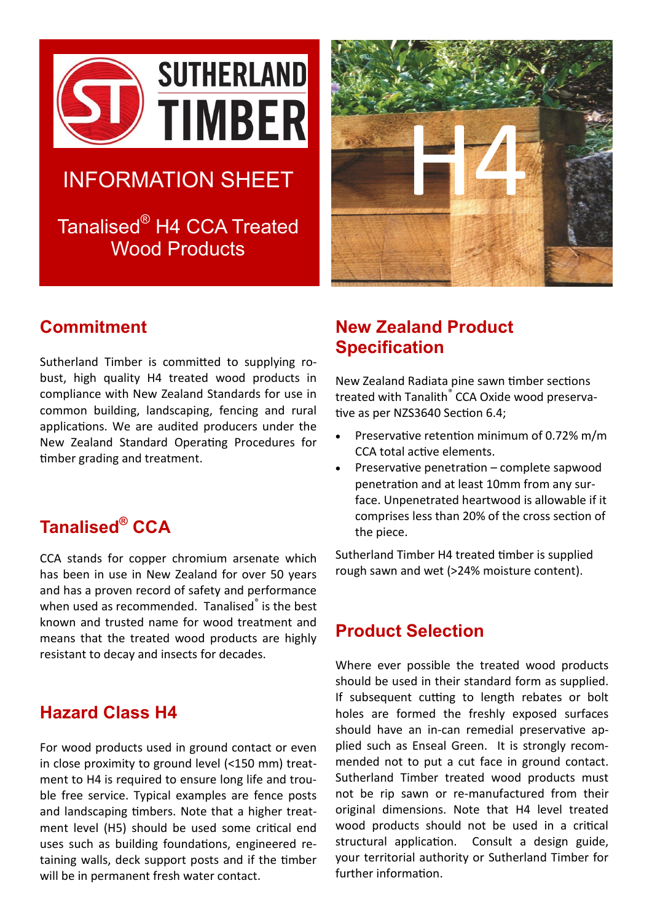# SUTHERLAND TIMBER

## INFORMATION SHEET

## Tanalised® H4 CCA Treated Wood Products

## Commitment

Sutherland Timber is committed to supplying robust, high quality H4 treated wood products in compliance with New Zealand Standards for use in common building, landscaping, fencing and rural applications. We are audited producers under the New Zealand Standard Operating Procedures for timber grading and treatment.

## Tanalised® CCA

CCA stands for copper chromium arsenate which has been in use in New Zealand for over 50 years and has a proven record of safety and performance when used as recommended. Tanalised® is the best known and trusted name for wood treatment and means that the treated wood products are highly resistant to decay and insects for decades.

## Hazard Class H4

For wood products used in ground contact or even in close proximity to ground level (<150 mm) treatment to H4 is required to ensure long life and trouble free service. Typical examples are fence posts and landscaping timbers. Note that a higher treatment level (H5) should be used some critical end uses such as building foundations, engineered retaining walls, deck support posts and if the timber will be in permanent fresh water contact.

## New Zealand Product Specification

New Zealand Radiata pine sawn timber sections treated with Tanalith® CCA Oxide wood preservative as per NZS3640 Section 6.4;

- Preservative retention minimum of 0.72% m/m CCA total active elements.
- Preservative penetration – complete sapwood penetration and at least 10mm from any surface. Unpenetrated heartwood is allowable if it comprises less than 20% of the cross section of the piece.

Sutherland Timber H4 treated timber is supplied rough sawn and wet (>24% moisture content).

## Product Selection

Where ever possible the treated wood products should be used in their standard form as supplied. If subsequent cutting to length rebates or bolt holes are formed the freshly exposed surfaces should have an in-can remedial preservative applied such as Enseal Green. It is strongly recommended not to put a cut face in ground contact. Sutherland Timber treated wood products must not be rip sawn or re-manufactured from their original dimensions. Note that H4 level treated wood products should not be used in a critical structural application. Consult a design guide, your territorial authority or Sutherland Timber for further information.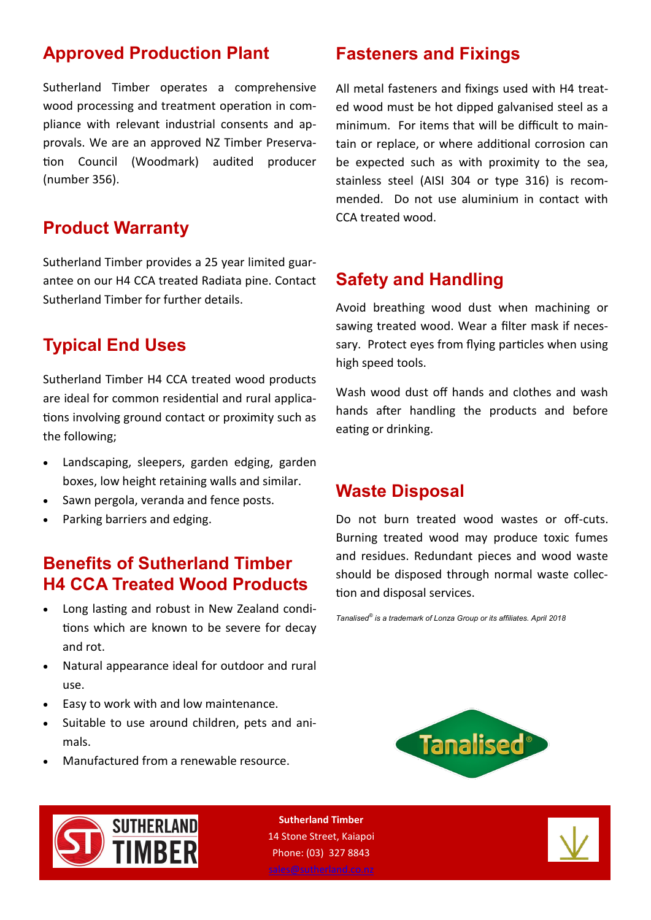## Approved Production Plant

Sutherland Timber operates a comprehensive wood processing and treatment operation in compliance with relevant industrial consents and approvals. We are an approved NZ Timber Preservation Council (Woodmark) audited producer (number 356).

## Product Warranty

Sutherland Timber provides a 25 year limited guarantee on our H4 CCA treated Radiata pine. Contact Sutherland Timber for further details.

## Typical End Uses

Sutherland Timber H4 CCA treated wood products are ideal for common residential and rural applications involving ground contact or proximity such as the following;

- Landscaping, sleepers, garden edging, garden boxes, low height retaining walls and similar.
- Sawn pergola, veranda and fence posts.
- Parking barriers and edging.

## Benefits of Sutherland Timber H4 CCA Treated Wood Products

- Long lasting and robust in New Zealand conditions which are known to be severe for decay and rot.
- Natural appearance ideal for outdoor and rural use.
- Easy to work with and low maintenance.
- Suitable to use around children, pets and animals.
- Manufactured from a renewable resource.

## Fasteners and Fixings

All metal fasteners and fixings used with H4 treated wood must be hot dipped galvanised steel as a minimum. For items that will be difficult to maintain or replace, or where additional corrosion can be expected such as with proximity to the sea, stainless steel (AISI 304 or type 316) is recommended. Do not use aluminium in contact with CCA treated wood.

## Safety and Handling

Avoid breathing wood dust when machining or sawing treated wood. Wear a filter mask if necessary. Protect eyes from flying particles when using high speed tools.

Wash wood dust off hands and clothes and wash hands after handling the products and before eating or drinking.

## Waste Disposal

Do not burn treated wood wastes or off-cuts. Burning treated wood may produce toxic fumes and residues. Redundant pieces and wood waste should be disposed through normal waste collection and disposal services.

*Tanalised® is a trademark of Lonza Group or its affiliates. April 2018*

Tanalised®

SUTHERLAND TIMBER

**Sutherland Timber**
14 Stone Street, Kaiapoi
Phone: (03) 327 8843
sales@sutherland.co.nz